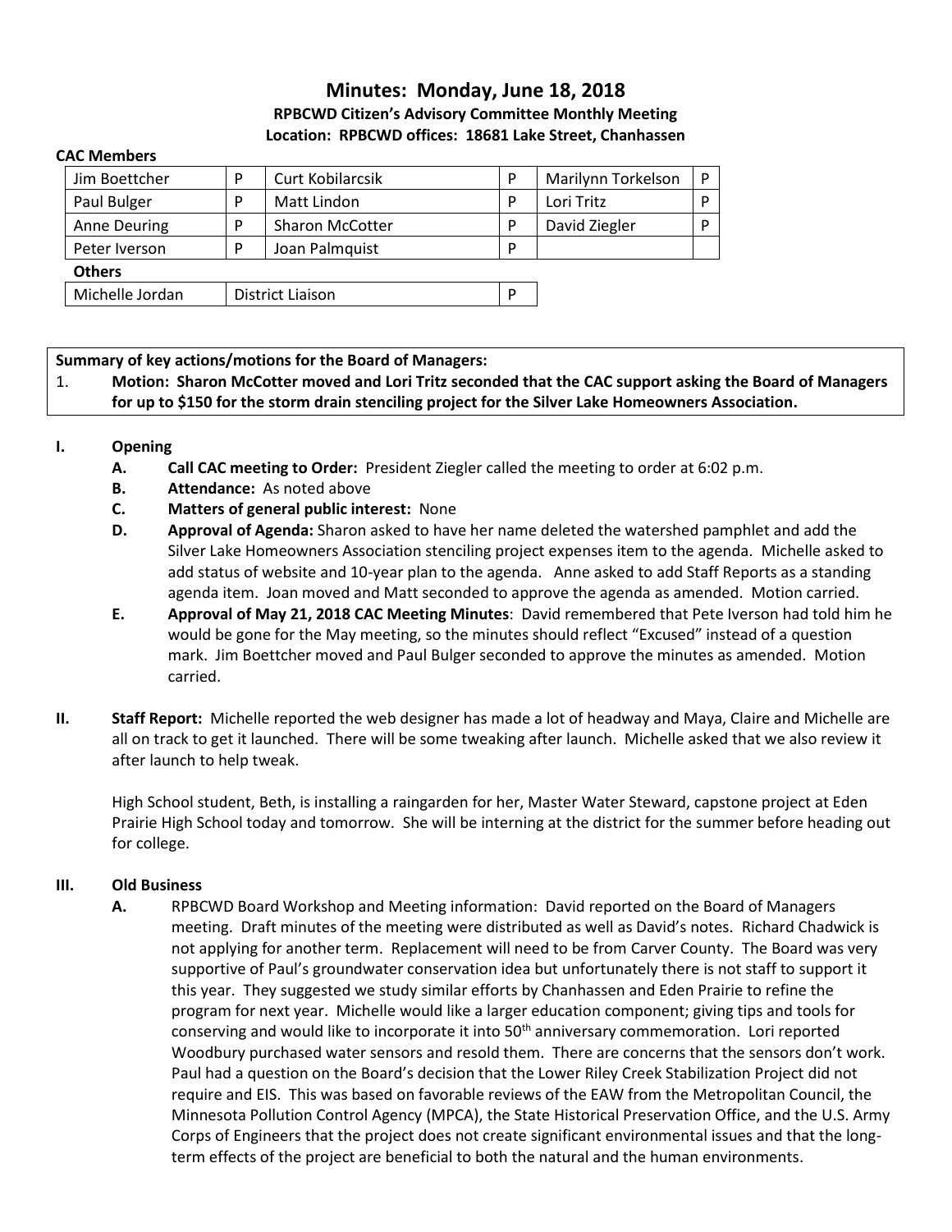# Minutes: Monday, June 18, 2018

### RPBCWD Citizen's Advisory Committee Monthly Meeting

### Location: RPBCWD offices: 18681 Lake Street, Chanhassen

**CAC Members**

| | | | | | |
|---|---|---|---|---|---|
| Jim Boettcher | P | Curt Kobilarcsik | P | Marilynn Torkelson | P |
| Paul Bulger | P | Matt Lindon | P | Lori Tritz | P |
| Anne Deuring | P | Sharon McCotter | P | David Ziegler | P |
| Peter Iverson | P | Joan Palmquist | P | | |

**Others**

| | | |
|---|---|---|
| Michelle Jordan | District Liaison | P |

**Summary of key actions/motions for the Board of Managers:**

1. **Motion: Sharon McCotter moved and Lori Tritz seconded that the CAC support asking the Board of Managers for up to $150 for the storm drain stenciling project for the Silver Lake Homeowners Association.**

**I. Opening**

- **A. Call CAC meeting to Order:** President Ziegler called the meeting to order at 6:02 p.m.
- **B. Attendance:** As noted above
- **C. Matters of general public interest:** None
- **D. Approval of Agenda:** Sharon asked to have her name deleted the watershed pamphlet and add the Silver Lake Homeowners Association stenciling project expenses item to the agenda. Michelle asked to add status of website and 10-year plan to the agenda. Anne asked to add Staff Reports as a standing agenda item. Joan moved and Matt seconded to approve the agenda as amended. Motion carried.
- **E. Approval of May 21, 2018 CAC Meeting Minutes**: David remembered that Pete Iverson had told him he would be gone for the May meeting, so the minutes should reflect "Excused" instead of a question mark. Jim Boettcher moved and Paul Bulger seconded to approve the minutes as amended. Motion carried.

**II. Staff Report:** Michelle reported the web designer has made a lot of headway and Maya, Claire and Michelle are all on track to get it launched. There will be some tweaking after launch. Michelle asked that we also review it after launch to help tweak.

High School student, Beth, is installing a raingarden for her, Master Water Steward, capstone project at Eden Prairie High School today and tomorrow. She will be interning at the district for the summer before heading out for college.

**III. Old Business**

- **A.** RPBCWD Board Workshop and Meeting information: David reported on the Board of Managers meeting. Draft minutes of the meeting were distributed as well as David's notes. Richard Chadwick is not applying for another term. Replacement will need to be from Carver County. The Board was very supportive of Paul's groundwater conservation idea but unfortunately there is not staff to support it this year. They suggested we study similar efforts by Chanhassen and Eden Prairie to refine the program for next year. Michelle would like a larger education component; giving tips and tools for conserving and would like to incorporate it into 50th anniversary commemoration. Lori reported Woodbury purchased water sensors and resold them. There are concerns that the sensors don't work. Paul had a question on the Board's decision that the Lower Riley Creek Stabilization Project did not require and EIS. This was based on favorable reviews of the EAW from the Metropolitan Council, the Minnesota Pollution Control Agency (MPCA), the State Historical Preservation Office, and the U.S. Army Corps of Engineers that the project does not create significant environmental issues and that the long-term effects of the project are beneficial to both the natural and the human environments.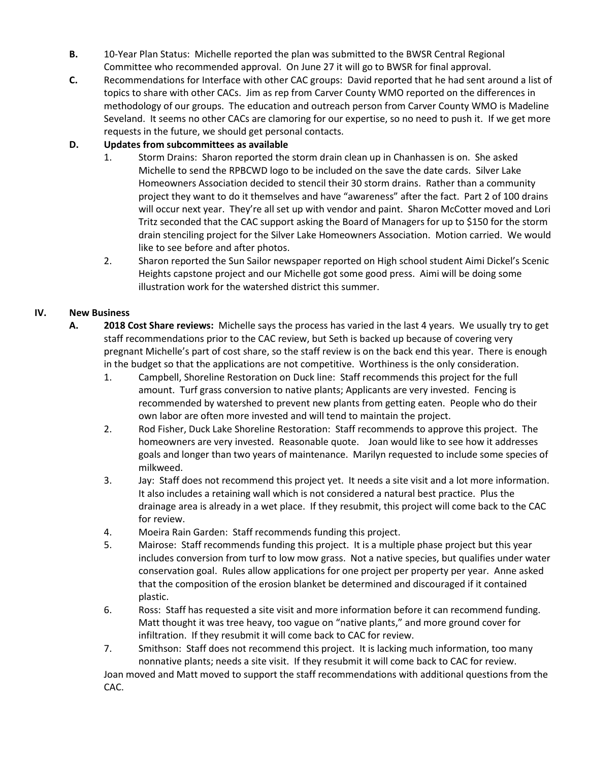**B.** 10-Year Plan Status: Michelle reported the plan was submitted to the BWSR Central Regional Committee who recommended approval. On June 27 it will go to BWSR for final approval.

**C.** Recommendations for Interface with other CAC groups: David reported that he had sent around a list of topics to share with other CACs. Jim as rep from Carver County WMO reported on the differences in methodology of our groups. The education and outreach person from Carver County WMO is Madeline Seveland. It seems no other CACs are clamoring for our expertise, so no need to push it. If we get more requests in the future, we should get personal contacts.

**D. Updates from subcommittees as available**

1. Storm Drains: Sharon reported the storm drain clean up in Chanhassen is on. She asked Michelle to send the RPBCWD logo to be included on the save the date cards. Silver Lake Homeowners Association decided to stencil their 30 storm drains. Rather than a community project they want to do it themselves and have "awareness" after the fact. Part 2 of 100 drains will occur next year. They're all set up with vendor and paint. Sharon McCotter moved and Lori Tritz seconded that the CAC support asking the Board of Managers for up to $150 for the storm drain stenciling project for the Silver Lake Homeowners Association. Motion carried. We would like to see before and after photos.
2. Sharon reported the Sun Sailor newspaper reported on High school student Aimi Dickel's Scenic Heights capstone project and our Michelle got some good press. Aimi will be doing some illustration work for the watershed district this summer.

## IV. New Business

**A. 2018 Cost Share reviews:** Michelle says the process has varied in the last 4 years. We usually try to get staff recommendations prior to the CAC review, but Seth is backed up because of covering very pregnant Michelle's part of cost share, so the staff review is on the back end this year. There is enough in the budget so that the applications are not competitive. Worthiness is the only consideration.

1. Campbell, Shoreline Restoration on Duck line: Staff recommends this project for the full amount. Turf grass conversion to native plants; Applicants are very invested. Fencing is recommended by watershed to prevent new plants from getting eaten. People who do their own labor are often more invested and will tend to maintain the project.
2. Rod Fisher, Duck Lake Shoreline Restoration: Staff recommends to approve this project. The homeowners are very invested. Reasonable quote. Joan would like to see how it addresses goals and longer than two years of maintenance. Marilyn requested to include some species of milkweed.
3. Jay: Staff does not recommend this project yet. It needs a site visit and a lot more information. It also includes a retaining wall which is not considered a natural best practice. Plus the drainage area is already in a wet place. If they resubmit, this project will come back to the CAC for review.
4. Moeira Rain Garden: Staff recommends funding this project.
5. Mairose: Staff recommends funding this project. It is a multiple phase project but this year includes conversion from turf to low mow grass. Not a native species, but qualifies under water conservation goal. Rules allow applications for one project per property per year. Anne asked that the composition of the erosion blanket be determined and discouraged if it contained plastic.
6. Ross: Staff has requested a site visit and more information before it can recommend funding. Matt thought it was tree heavy, too vague on "native plants," and more ground cover for infiltration. If they resubmit it will come back to CAC for review.
7. Smithson: Staff does not recommend this project. It is lacking much information, too many nonnative plants; needs a site visit. If they resubmit it will come back to CAC for review.

Joan moved and Matt moved to support the staff recommendations with additional questions from the CAC.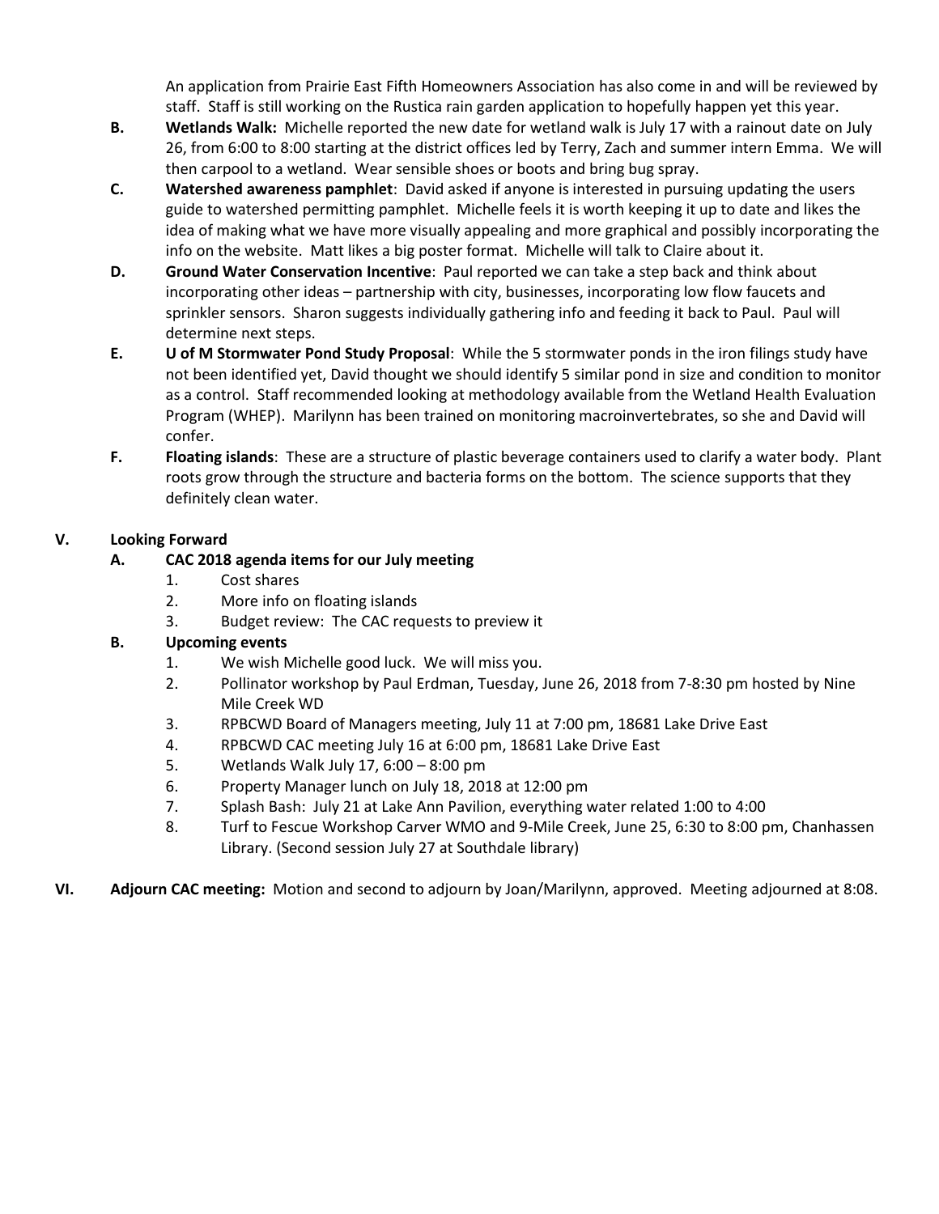An application from Prairie East Fifth Homeowners Association has also come in and will be reviewed by staff. Staff is still working on the Rustica rain garden application to hopefully happen yet this year.

**B. Wetlands Walk:** Michelle reported the new date for wetland walk is July 17 with a rainout date on July 26, from 6:00 to 8:00 starting at the district offices led by Terry, Zach and summer intern Emma. We will then carpool to a wetland. Wear sensible shoes or boots and bring bug spray.

**C. Watershed awareness pamphlet**: David asked if anyone is interested in pursuing updating the users guide to watershed permitting pamphlet. Michelle feels it is worth keeping it up to date and likes the idea of making what we have more visually appealing and more graphical and possibly incorporating the info on the website. Matt likes a big poster format. Michelle will talk to Claire about it.

**D. Ground Water Conservation Incentive**: Paul reported we can take a step back and think about incorporating other ideas – partnership with city, businesses, incorporating low flow faucets and sprinkler sensors. Sharon suggests individually gathering info and feeding it back to Paul. Paul will determine next steps.

**E. U of M Stormwater Pond Study Proposal**: While the 5 stormwater ponds in the iron filings study have not been identified yet, David thought we should identify 5 similar pond in size and condition to monitor as a control. Staff recommended looking at methodology available from the Wetland Health Evaluation Program (WHEP). Marilynn has been trained on monitoring macroinvertebrates, so she and David will confer.

**F. Floating islands**: These are a structure of plastic beverage containers used to clarify a water body. Plant roots grow through the structure and bacteria forms on the bottom. The science supports that they definitely clean water.

## V. Looking Forward

### A. CAC 2018 agenda items for our July meeting

1. Cost shares
2. More info on floating islands
3. Budget review: The CAC requests to preview it

### B. Upcoming events

1. We wish Michelle good luck. We will miss you.
2. Pollinator workshop by Paul Erdman, Tuesday, June 26, 2018 from 7-8:30 pm hosted by Nine Mile Creek WD
3. RPBCWD Board of Managers meeting, July 11 at 7:00 pm, 18681 Lake Drive East
4. RPBCWD CAC meeting July 16 at 6:00 pm, 18681 Lake Drive East
5. Wetlands Walk July 17, 6:00 – 8:00 pm
6. Property Manager lunch on July 18, 2018 at 12:00 pm
7. Splash Bash: July 21 at Lake Ann Pavilion, everything water related 1:00 to 4:00
8. Turf to Fescue Workshop Carver WMO and 9-Mile Creek, June 25, 6:30 to 8:00 pm, Chanhassen Library. (Second session July 27 at Southdale library)

## VI. Adjourn CAC meeting:

Motion and second to adjourn by Joan/Marilynn, approved. Meeting adjourned at 8:08.